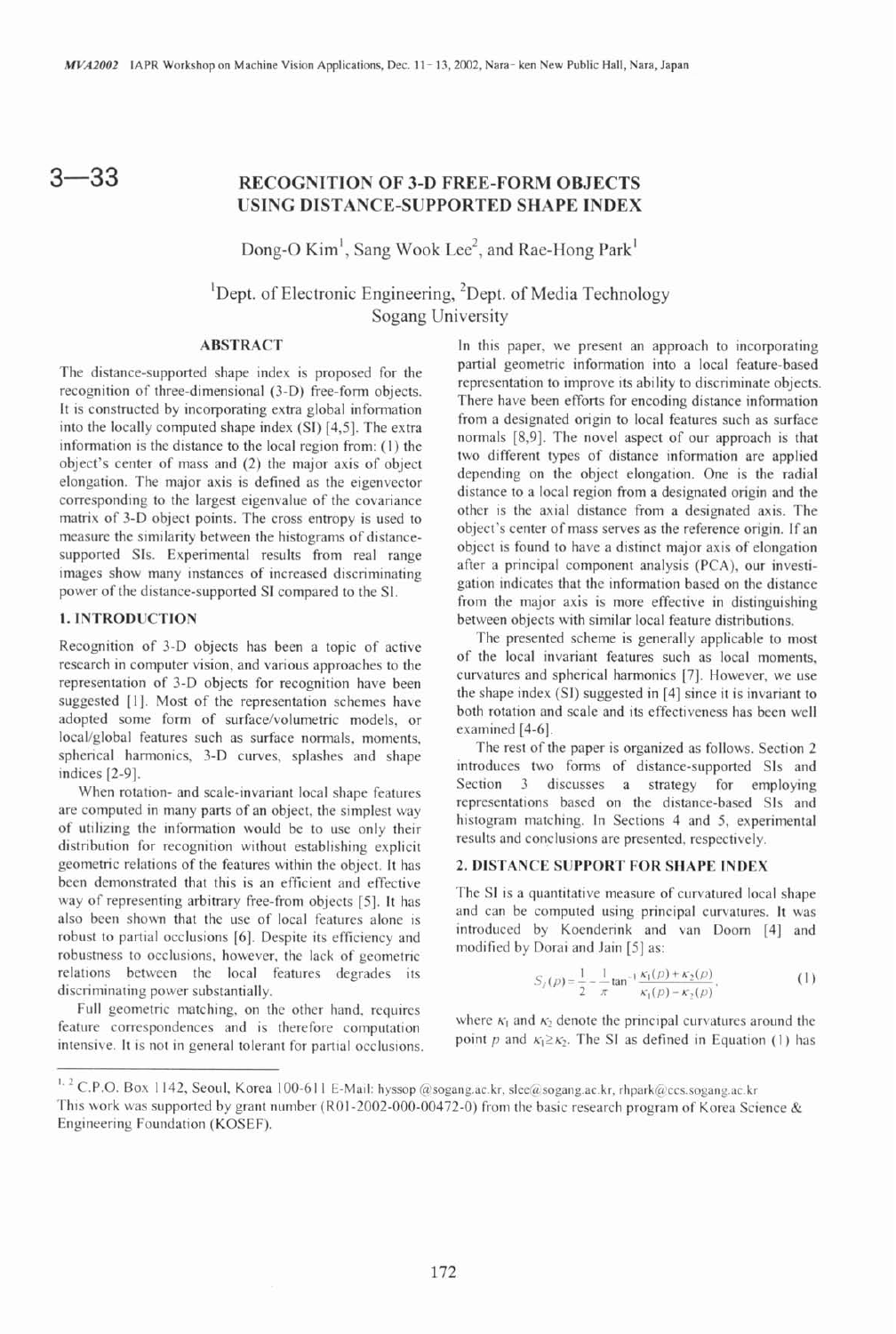3—33

# RECOGNITION OF 3-D FREE-FORM OBJECTS USING DISTANCE-SUPPORTED SHAPE INDEX

Dong-O Kim[1], Sang Wook Lee[2], and Rae-Hong Park[1]

[1]Dept. of Electronic Engineering, [2]Dept. of Media Technology
Sogang University

## ABSTRACT

The distance-supported shape index is proposed for the recognition of three-dimensional (3-D) free-form objects. It is constructed by incorporating extra global information into the locally computed shape index (SI) [4,5]. The extra information is the distance to the local region from: (1) the object's center of mass and (2) the major axis of object elongation. The major axis is defined as the eigenvector corresponding to the largest eigenvalue of the covariance matrix of 3-D object points. The cross entropy is used to measure the similarity between the histograms of distance-supported SIs. Experimental results from real range images show many instances of increased discriminating power of the distance-supported SI compared to the SI.

## 1. INTRODUCTION

Recognition of 3-D objects has been a topic of active research in computer vision, and various approaches to the representation of 3-D objects for recognition have been suggested [1]. Most of the representation schemes have adopted some form of surface/volumetric models, or local/global features such as surface normals, moments, spherical harmonics, 3-D curves, splashes and shape indices [2-9].

When rotation- and scale-invariant local shape features are computed in many parts of an object, the simplest way of utilizing the information would be to use only their distribution for recognition without establishing explicit geometric relations of the features within the object. It has been demonstrated that this is an efficient and effective way of representing arbitrary free-from objects [5]. It has also been shown that the use of local features alone is robust to partial occlusions [6]. Despite its efficiency and robustness to occlusions, however, the lack of geometric relations between the local features degrades its discriminating power substantially.

Full geometric matching, on the other hand, requires feature correspondences and is therefore computation intensive. It is not in general tolerant for partial occlusions. In this paper, we present an approach to incorporating partial geometric information into a local feature-based representation to improve its ability to discriminate objects. There have been efforts for encoding distance information from a designated origin to local features such as surface normals [8,9]. The novel aspect of our approach is that two different types of distance information are applied depending on the object elongation. One is the radial distance to a local region from a designated origin and the other is the axial distance from a designated axis. The object's center of mass serves as the reference origin. If an object is found to have a distinct major axis of elongation after a principal component analysis (PCA), our investigation indicates that the information based on the distance from the major axis is more effective in distinguishing between objects with similar local feature distributions.

The presented scheme is generally applicable to most of the local invariant features such as local moments, curvatures and spherical harmonics [7]. However, we use the shape index (SI) suggested in [4] since it is invariant to both rotation and scale and its effectiveness has been well examined [4-6].

The rest of the paper is organized as follows. Section 2 introduces two forms of distance-supported SIs and Section 3 discusses a strategy for employing representations based on the distance-based SIs and histogram matching. In Sections 4 and 5, experimental results and conclusions are presented, respectively.

## 2. DISTANCE SUPPORT FOR SHAPE INDEX

The SI is a quantitative measure of curvatured local shape and can be computed using principal curvatures. It was introduced by Koenderink and van Doorn [4] and modified by Dorai and Jain [5] as:

$$S_I(p) = \frac{1}{2} - \frac{1}{\pi}\tan^{-1}\frac{\kappa_1(p)+\kappa_2(p)}{\kappa_1(p)-\kappa_2(p)}, \quad (1)$$

where $\kappa_1$ and $\kappa_2$ denote the principal curvatures around the point $p$ and $\kappa_1 \geq \kappa_2$. The SI as defined in Equation (1) has

---

[1, 2] C.P.O. Box 1142, Seoul, Korea 100-611 E-Mail: hyssop@sogang.ac.kr, slee@sogang.ac.kr, rhpark@ccs.sogang.ac.kr
This work was supported by grant number (R01-2002-000-00472-0) from the basic research program of Korea Science & Engineering Foundation (KOSEF).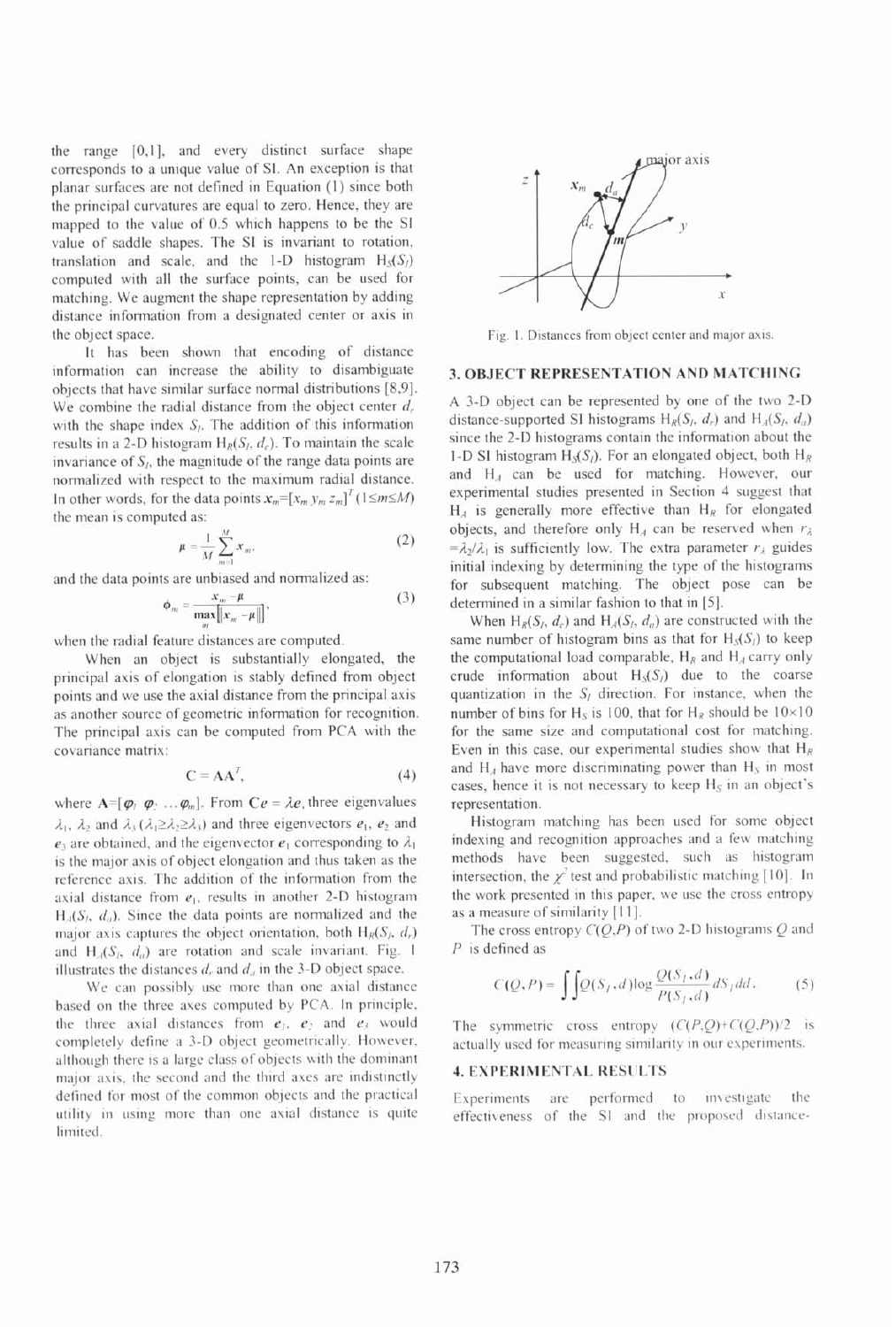the range [0,1], and every distinct surface shape corresponds to a unique value of SI. An exception is that planar surfaces are not defined in Equation (1) since both the principal curvatures are equal to zero. Hence, they are mapped to the value of 0.5 which happens to be the SI value of saddle shapes. The SI is invariant to rotation, translation and scale, and the 1-D histogram $H_S(S_I)$ computed with all the surface points, can be used for matching. We augment the shape representation by adding distance information from a designated center or axis in the object space.

It has been shown that encoding of distance information can increase the ability to disambiguate objects that have similar surface normal distributions [8,9]. We combine the radial distance from the object center $d_c$ with the shape index $S_I$. The addition of this information results in a 2-D histogram $H_R(S_I, d_c)$. To maintain the scale invariance of $S_I$, the magnitude of the range data points are normalized with respect to the maximum radial distance. In other words, for the data points $x_m=[x_m\ y_m\ z_m]^T$ ($1 \le m \le M$) the mean is computed as:

$$\mu = \frac{1}{M}\sum_{m=1}^{M} x_m, \tag{2}$$

and the data points are unbiased and normalized as:

$$\phi_m = \frac{x_m - \mu}{\max_m \|x_m - \mu\|}, \tag{3}$$

when the radial feature distances are computed.

When an object is substantially elongated, the principal axis of elongation is stably defined from object points and we use the axial distance from the principal axis as another source of geometric information for recognition. The principal axis can be computed from PCA with the covariance matrix:

$$C = AA^T, \tag{4}$$

where $A=[\varphi_1\ \varphi_2\ \dots \varphi_m]$. From $Ce = \lambda e$, three eigenvalues $\lambda_1$, $\lambda_2$ and $\lambda_3$ ($\lambda_1 \ge \lambda_2 \ge \lambda_3$) and three eigenvectors $e_1$, $e_2$ and $e_3$ are obtained, and the eigenvector $e_1$ corresponding to $\lambda_1$ is the major axis of object elongation and thus taken as the reference axis. The addition of the information from the axial distance from $e_1$, results in another 2-D histogram $H_A(S_I, d_a)$. Since the data points are normalized and the major axis captures the object orientation, both $H_R(S_I, d_c)$ and $H_A(S_I, d_a)$ are rotation and scale invariant. Fig. 1 illustrates the distances $d_c$ and $d_a$ in the 3-D object space.

We can possibly use more than one axial distance based on the three axes computed by PCA. In principle, the three axial distances from $e_1$, $e_2$ and $e_3$ would completely define a 3-D object geometrically. However, although there is a large class of objects with the dominant major axis, the second and the third axes are indistinctly defined for most of the common objects and the practical utility in using more than one axial distance is quite limited.

Fig. 1. Distances from object center and major axis.

## 3. OBJECT REPRESENTATION AND MATCHING

A 3-D object can be represented by one of the two 2-D distance-supported SI histograms $H_R(S_I, d_c)$ and $H_A(S_I, d_a)$ since the 2-D histograms contain the information about the 1-D SI histogram $H_S(S_I)$. For an elongated object, both $H_R$ and $H_A$ can be used for matching. However, our experimental studies presented in Section 4 suggest that $H_A$ is generally more effective than $H_R$ for elongated objects, and therefore only $H_A$ can be reserved when $r_\lambda = \lambda_2/\lambda_1$ is sufficiently low. The extra parameter $r_\lambda$ guides initial indexing by determining the type of the histograms for subsequent matching. The object pose can be determined in a similar fashion to that in [5].

When $H_R(S_I, d_c)$ and $H_A(S_I, d_a)$ are constructed with the same number of histogram bins as that for $H_S(S_I)$ to keep the computational load comparable, $H_R$ and $H_A$ carry only crude information about $H_S(S_I)$ due to the coarse quantization in the $S_I$ direction. For instance, when the number of bins for $H_S$ is 100, that for $H_R$ should be 10×10 for the same size and computational cost for matching. Even in this case, our experimental studies show that $H_R$ and $H_A$ have more discriminating power than $H_S$ in most cases, hence it is not necessary to keep $H_S$ in an object's representation.

Histogram matching has been used for some object indexing and recognition approaches and a few matching methods have been suggested, such as histogram intersection, the $\chi^2$ test and probabilistic matching [10]. In the work presented in this paper, we use the cross entropy as a measure of similarity [11].

The cross entropy $C(Q,P)$ of two 2-D histograms $Q$ and $P$ is defined as

$$C(Q,P) = \int\int Q(S_I, d)\log\frac{Q(S_I, d)}{P(S_I, d)}dS_I dd. \tag{5}$$

The symmetric cross entropy $(C(P,Q)+C(Q,P))/2$ is actually used for measuring similarity in our experiments.

## 4. EXPERIMENTAL RESULTS

Experiments are performed to investigate the effectiveness of the SI and the proposed distance-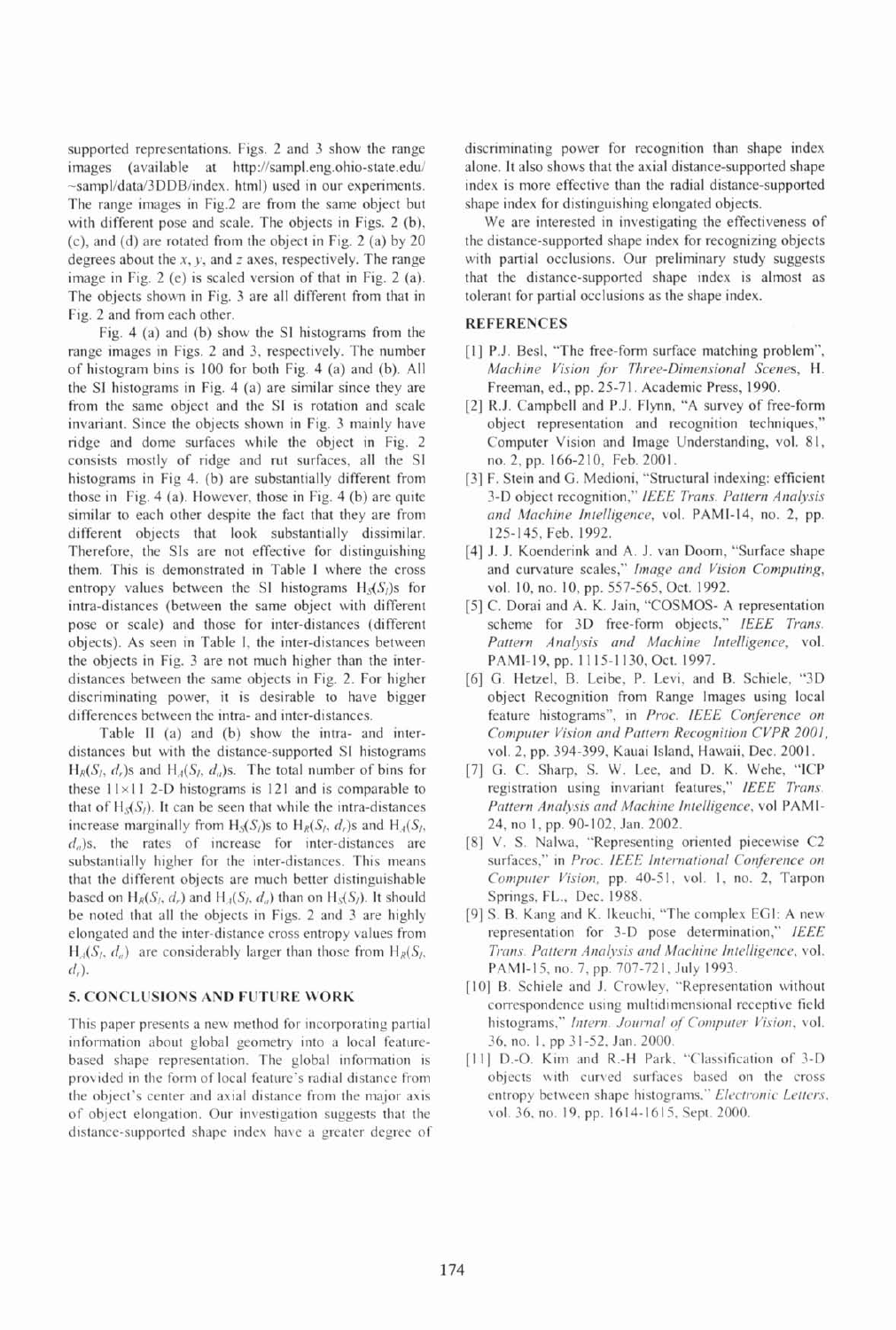supported representations. Figs. 2 and 3 show the range images (available at http://sampl.eng.ohio-state.edu/~sampl/data/3DDB/index.html) used in our experiments. The range images in Fig.2 are from the same object but with different pose and scale. The objects in Figs. 2 (b), (c), and (d) are rotated from the object in Fig. 2 (a) by 20 degrees about the $x$, $y$, and $z$ axes, respectively. The range image in Fig. 2 (e) is scaled version of that in Fig. 2 (a). The objects shown in Fig. 3 are all different from that in Fig. 2 and from each other.

Fig. 4 (a) and (b) show the SI histograms from the range images in Figs. 2 and 3, respectively. The number of histogram bins is 100 for both Fig. 4 (a) and (b). All the SI histograms in Fig. 4 (a) are similar since they are from the same object and the SI is rotation and scale invariant. Since the objects shown in Fig. 3 mainly have ridge and dome surfaces while the object in Fig. 2 consists mostly of ridge and rut surfaces, all the SI histograms in Fig 4. (b) are substantially different from those in Fig. 4 (a). However, those in Fig. 4 (b) are quite similar to each other despite the fact that they are from different objects that look substantially dissimilar. Therefore, the SIs are not effective for distinguishing them. This is demonstrated in Table I where the cross entropy values between the SI histograms $H_S(S_I)$s for intra-distances (between the same object with different pose or scale) and those for inter-distances (different objects). As seen in Table I, the inter-distances between the objects in Fig. 3 are not much higher than the inter-distances between the same objects in Fig. 2. For higher discriminating power, it is desirable to have bigger differences between the intra- and inter-distances.

Table II (a) and (b) show the intra- and inter-distances but with the distance-supported SI histograms $H_R(S_I, d_r)$s and $H_A(S_I, d_a)$s. The total number of bins for these 11×11 2-D histograms is 121 and is comparable to that of $H_S(S_I)$. It can be seen that while the intra-distances increase marginally from $H_S(S_I)$s to $H_R(S_I, d_r)$s and $H_A(S_I, d_a)$s, the rates of increase for inter-distances are substantially higher for the inter-distances. This means that the different objects are much better distinguishable based on $H_R(S_I, d_r)$ and $H_A(S_I, d_a)$ than on $H_S(S_I)$. It should be noted that all the objects in Figs. 2 and 3 are highly elongated and the inter-distance cross entropy values from $H_A(S_I, d_a)$ are considerably larger than those from $H_R(S_I, d_r)$.

## 5. CONCLUSIONS AND FUTURE WORK

This paper presents a new method for incorporating partial information about global geometry into a local feature-based shape representation. The global information is provided in the form of local feature's radial distance from the object's center and axial distance from the major axis of object elongation. Our investigation suggests that the distance-supported shape index have a greater degree of discriminating power for recognition than shape index alone. It also shows that the axial distance-supported shape index is more effective than the radial distance-supported shape index for distinguishing elongated objects.

We are interested in investigating the effectiveness of the distance-supported shape index for recognizing objects with partial occlusions. Our preliminary study suggests that the distance-supported shape index is almost as tolerant for partial occlusions as the shape index.

## REFERENCES

[1] P.J. Besl, "The free-form surface matching problem", *Machine Vision for Three-Dimensional Scenes*, H. Freeman, ed., pp. 25-71. Academic Press, 1990.

[2] R.J. Campbell and P.J. Flynn, "A survey of free-form object representation and recognition techniques," Computer Vision and Image Understanding, vol. 81, no. 2, pp. 166-210, Feb. 2001.

[3] F. Stein and G. Medioni, "Structural indexing: efficient 3-D object recognition," *IEEE Trans. Pattern Analysis and Machine Intelligence*, vol. PAMI-14, no. 2, pp. 125-145, Feb. 1992.

[4] J. J. Koenderink and A. J. van Doorn, "Surface shape and curvature scales," *Image and Vision Computing*, vol. 10, no. 10, pp. 557-565, Oct. 1992.

[5] C. Dorai and A. K. Jain, "COSMOS- A representation scheme for 3D free-form objects," *IEEE Trans. Pattern Analysis and Machine Intelligence*, vol. PAMI-19, pp. 1115-1130, Oct. 1997.

[6] G. Hetzel, B. Leibe, P. Levi, and B. Schiele, "3D object Recognition from Range Images using local feature histograms", in *Proc. IEEE Conference on Computer Vision and Pattern Recognition CVPR 2001*, vol. 2, pp. 394-399, Kauai Island, Hawaii, Dec. 2001.

[7] G. C. Sharp, S. W. Lee, and D. K. Wehe, "ICP registration using invariant features," *IEEE Trans. Pattern Analysis and Machine Intelligence*, vol PAMI-24, no 1, pp. 90-102, Jan. 2002.

[8] V. S. Nalwa, "Representing oriented piecewise C2 surfaces," in *Proc. IEEE International Conference on Computer Vision*, pp. 40-51, vol. 1, no. 2, Tarpon Springs, FL., Dec. 1988.

[9] S. B. Kang and K. Ikeuchi, "The complex EGI: A new representation for 3-D pose determination," *IEEE Trans. Pattern Analysis and Machine Intelligence*, vol. PAMI-15, no. 7, pp. 707-721, July 1993.

[10] B. Schiele and J. Crowley, "Representation without correspondence using multidimensional receptive field histograms," *Intern. Journal of Computer Vision*, vol. 36, no. 1, pp 31-52, Jan. 2000.

[11] D.-O. Kim and R.-H Park, "Classification of 3-D objects with curved surfaces based on the cross entropy between shape histograms," *Electronic Letters*, vol. 36, no. 19, pp. 1614-1615, Sept. 2000.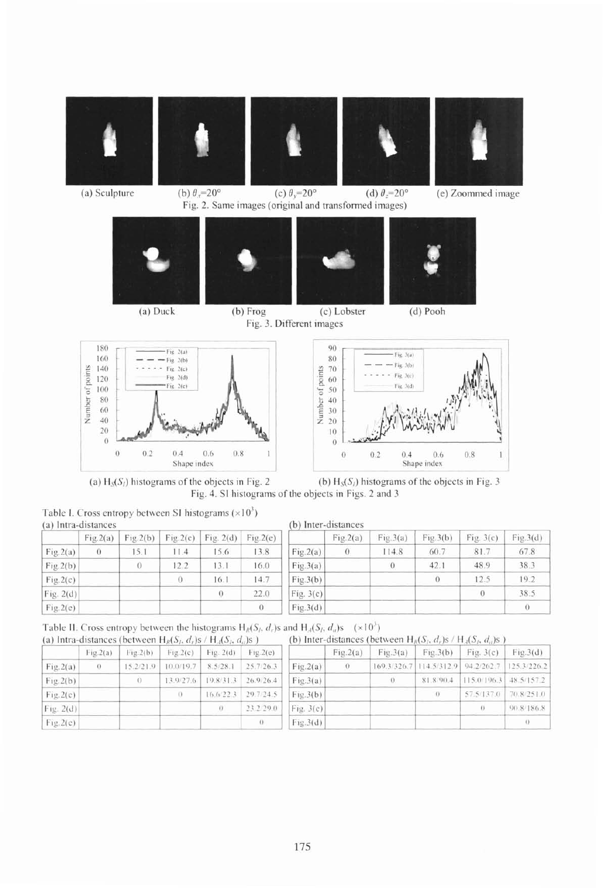(a) Sculpture (b) $\theta_x$=20° (c) $\theta_y$=20° (d) $\theta_z$=20° (e) Zoommed image

Fig. 2. Same images (original and transformed images)

(a) Duck (b) Frog (c) Lobster (d) Pooh

Fig. 3. Different images

180
160
140
120
100
80
60
40
20
0
Number of points
0 0.2 0.4 0.6 0.8 1
Shape index
Fig 2(a)
Fig 2(b)
Fig 2(c)
Fig 2(d)
Fig 2(e)

90
80
70
60
50
40
30
20
10
0
Number of points
0 0.2 0.4 0.6 0.8 1
Shape index
Fig 3(a)
Fig 3(b)
Fig 3(c)
Fig 3(d)

(a) $H_S(S_I)$ histograms of the objects in Fig. 2 (b) $H_S(S_I)$ histograms of the objects in Fig. 3

Fig. 4. SI histograms of the objects in Figs. 2 and 3

Table I. Cross entropy between SI histograms ($\times 10^3$)

(a) Intra-distances

| | Fig.2(a) | Fig.2(b) | Fig.2(c) | Fig. 2(d) | Fig.2(e) |
|---|---|---|---|---|---|
| Fig.2(a) | 0 | 15.1 | 11.4 | 15.6 | 13.8 |
| Fig.2(b) | | 0 | 12.2 | 13.1 | 16.0 |
| Fig.2(c) | | | 0 | 16.1 | 14.7 |
| Fig. 2(d) | | | | 0 | 22.0 |
| Fig.2(e) | | | | | 0 |

(b) Inter-distances

| | Fig.2(a) | Fig.3(a) | Fig.3(b) | Fig. 3(c) | Fig.3(d) |
|---|---|---|---|---|---|
| Fig.2(a) | 0 | 114.8 | 60.7 | 81.7 | 67.8 |
| Fig.3(a) | | 0 | 42.1 | 48.9 | 38.3 |
| Fig.3(b) | | | 0 | 12.5 | 19.2 |
| Fig. 3(c) | | | | 0 | 38.5 |
| Fig.3(d) | | | | | 0 |

Table II. Cross entropy between the histograms $H_R(S_I, d_r)$s and $H_A(S_I, d_a)$s ($\times 10^3$)

(a) Intra-distances (between $H_R(S_I, d_r)$s / $H_A(S_I, d_a)$s )

| | Fig.2(a) | Fig.2(b) | Fig.2(c) | Fig. 2(d) | Fig.2(e) |
|---|---|---|---|---|---|
| Fig.2(a) | 0 | 15.2/21.9 | 10.0/19.7 | 8.5/28.1 | 25.7/26.3 |
| Fig.2(b) | | 0 | 13.9/27.6 | 19.8/31.3 | 26.9/26.4 |
| Fig.2(c) | | | 0 | 16.6/22.3 | 29.7/24.5 |
| Fig. 2(d) | | | | 0 | 23.2/29.0 |
| Fig.2(e) | | | | | 0 |

(b) Inter-distances (between $H_R(S_I, d_r)$s / $H_A(S_I, d_a)$s )

| | Fig.2(a) | Fig.3(a) | Fig.3(b) | Fig. 3(c) | Fig.3(d) |
|---|---|---|---|---|---|
| Fig.2(a) | 0 | 169.3/326.7 | 114.5/312.9 | 94.2/262.7 | 125.3/226.2 |
| Fig.3(a) | | 0 | 81.8/90.4 | 115.0/196.3 | 48.5/157.2 |
| Fig.3(b) | | | 0 | 57.5/137.0 | 70.8/251.0 |
| Fig. 3(c) | | | | 0 | 90.8/186.8 |
| Fig.3(d) | | | | | 0 |